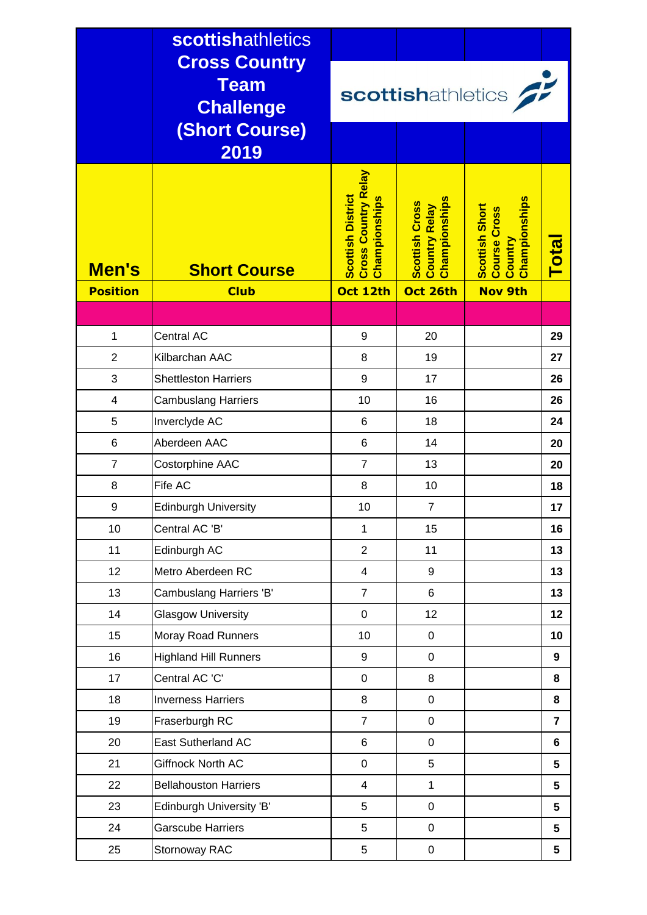# scottishathletics Cross Country Team Challenge (Short Course) 2019

scottishathletics

| Men's | Short Course | Scottish District Cross Country Relay Championships | Scottish Cross Country Relay Championships | Scottish Short Course Cross Country Championships | Total |
|---|---|---|---|---|---|
| **Position** | **Club** | **Oct 12th** | **Oct 26th** | **Nov 9th** | |
| | | | | | |
| 1 | Central AC | 9 | 20 | | **29** |
| 2 | Kilbarchan AAC | 8 | 19 | | **27** |
| 3 | Shettleston Harriers | 9 | 17 | | **26** |
| 4 | Cambuslang Harriers | 10 | 16 | | **26** |
| 5 | Inverclyde AC | 6 | 18 | | **24** |
| 6 | Aberdeen AAC | 6 | 14 | | **20** |
| 7 | Costorphine AAC | 7 | 13 | | **20** |
| 8 | Fife AC | 8 | 10 | | **18** |
| 9 | Edinburgh University | 10 | 7 | | **17** |
| 10 | Central AC 'B' | 1 | 15 | | **16** |
| 11 | Edinburgh AC | 2 | 11 | | **13** |
| 12 | Metro Aberdeen RC | 4 | 9 | | **13** |
| 13 | Cambuslang Harriers 'B' | 7 | 6 | | **13** |
| 14 | Glasgow University | 0 | 12 | | **12** |
| 15 | Moray Road Runners | 10 | 0 | | **10** |
| 16 | Highland Hill Runners | 9 | 0 | | **9** |
| 17 | Central AC 'C' | 0 | 8 | | **8** |
| 18 | Inverness Harriers | 8 | 0 | | **8** |
| 19 | Fraserburgh RC | 7 | 0 | | **7** |
| 20 | East Sutherland AC | 6 | 0 | | **6** |
| 21 | Giffnock North AC | 0 | 5 | | **5** |
| 22 | Bellahouston Harriers | 4 | 1 | | **5** |
| 23 | Edinburgh University 'B' | 5 | 0 | | **5** |
| 24 | Garscube Harriers | 5 | 0 | | **5** |
| 25 | Stornoway RAC | 5 | 0 | | **5** |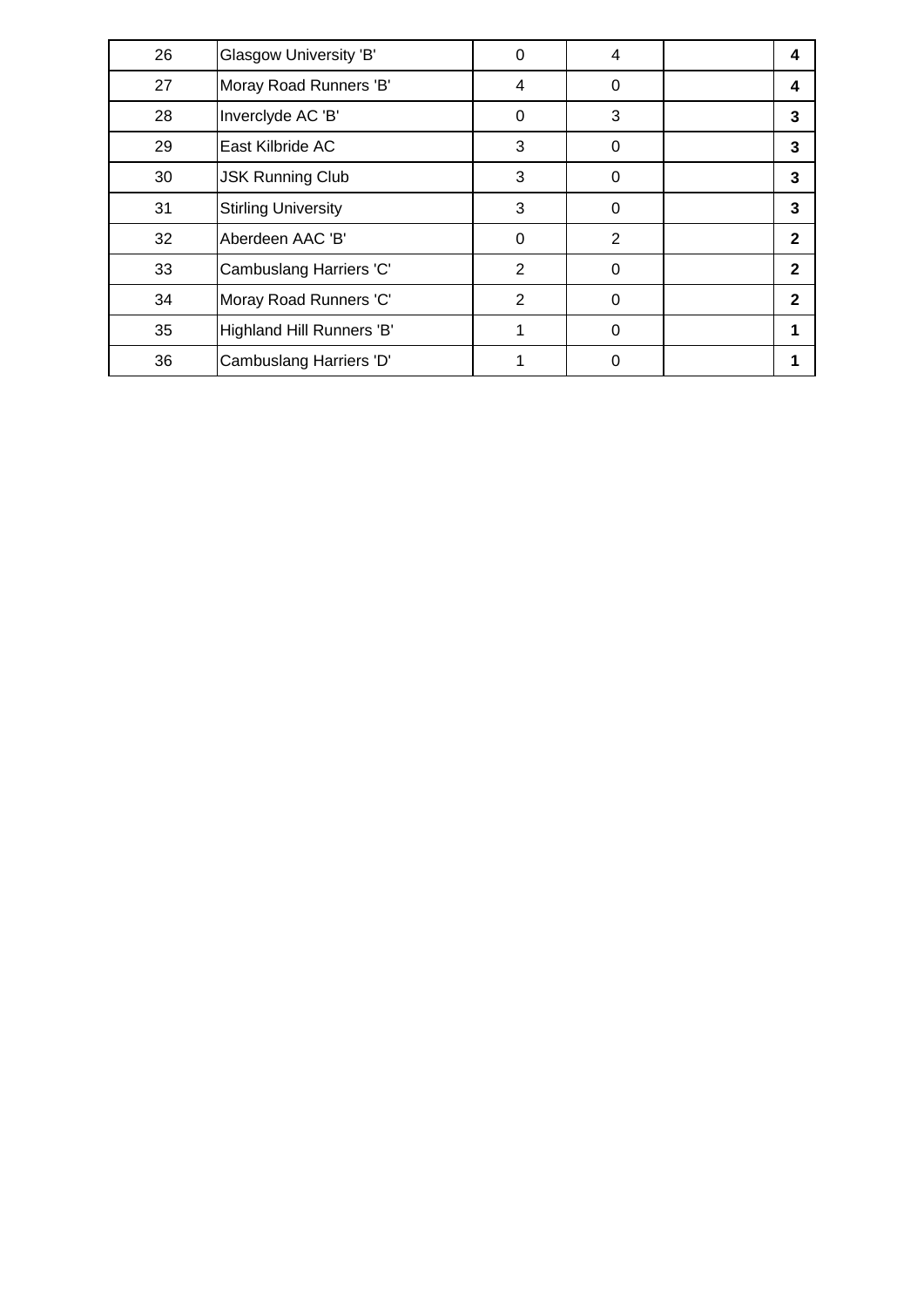| | | | | | |
|---|---|---|---|---|---|
| 26 | Glasgow University 'B' | 0 | 4 | | **4** |
| 27 | Moray Road Runners 'B' | 4 | 0 | | **4** |
| 28 | Inverclyde AC 'B' | 0 | 3 | | **3** |
| 29 | East Kilbride AC | 3 | 0 | | **3** |
| 30 | JSK Running Club | 3 | 0 | | **3** |
| 31 | Stirling University | 3 | 0 | | **3** |
| 32 | Aberdeen AAC 'B' | 0 | 2 | | **2** |
| 33 | Cambuslang Harriers 'C' | 2 | 0 | | **2** |
| 34 | Moray Road Runners 'C' | 2 | 0 | | **2** |
| 35 | Highland Hill Runners 'B' | 1 | 0 | | **1** |
| 36 | Cambuslang Harriers 'D' | 1 | 0 | | **1** |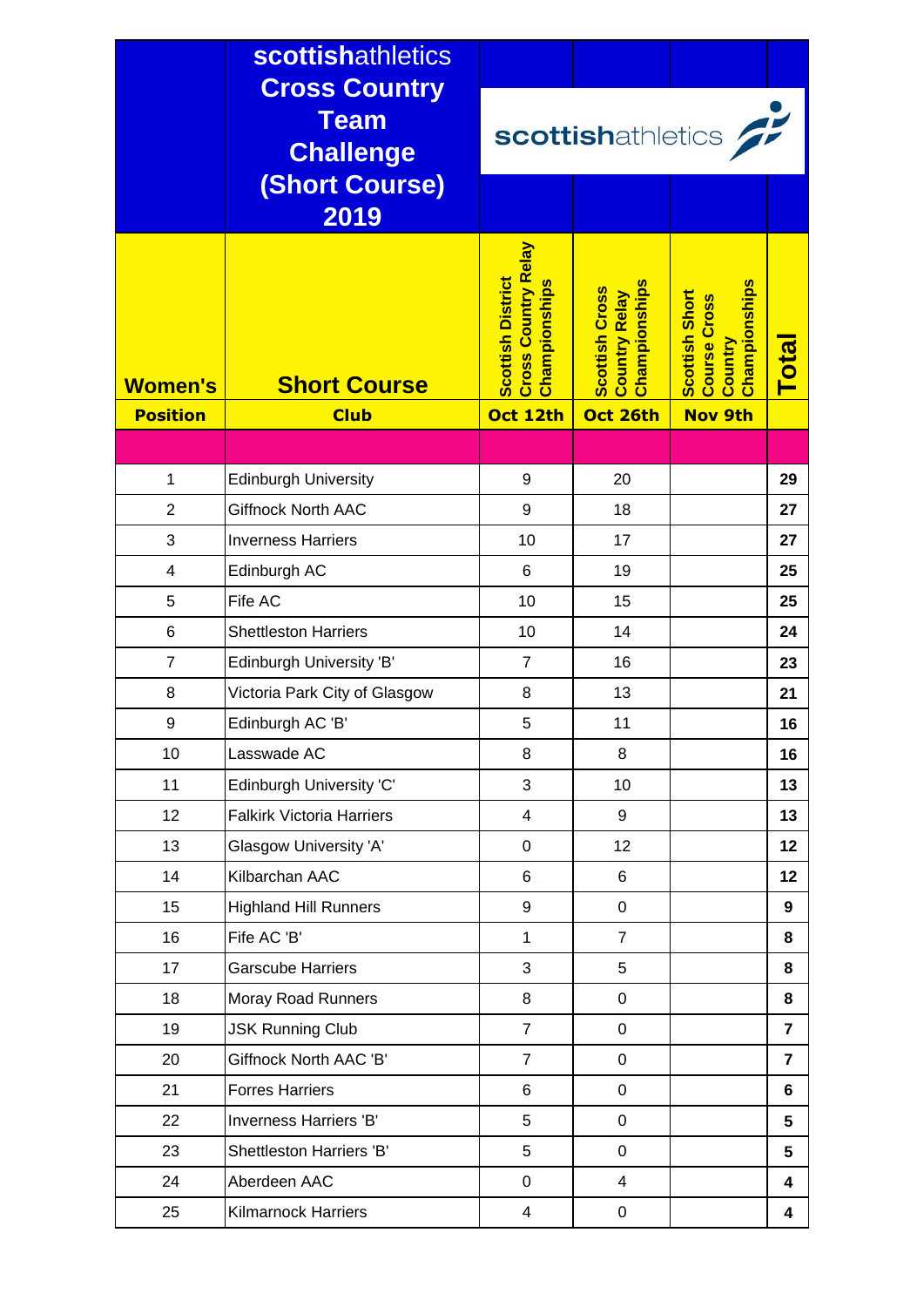# scottishathletics Cross Country Team Challenge (Short Course) 2019

scottishathletics

| Women's | Short Course | Scottish District Cross Country Relay Championships | Scottish Cross Country Relay Championships | Scottish Short Course Cross Country Championships | Total |
|---|---|---|---|---|---|
| **Position** | **Club** | **Oct 12th** | **Oct 26th** | **Nov 9th** | |
| | | | | | |
| 1 | Edinburgh University | 9 | 20 | | **29** |
| 2 | Giffnock North AAC | 9 | 18 | | **27** |
| 3 | Inverness Harriers | 10 | 17 | | **27** |
| 4 | Edinburgh AC | 6 | 19 | | **25** |
| 5 | Fife AC | 10 | 15 | | **25** |
| 6 | Shettleston Harriers | 10 | 14 | | **24** |
| 7 | Edinburgh University 'B' | 7 | 16 | | **23** |
| 8 | Victoria Park City of Glasgow | 8 | 13 | | **21** |
| 9 | Edinburgh AC 'B' | 5 | 11 | | **16** |
| 10 | Lasswade AC | 8 | 8 | | **16** |
| 11 | Edinburgh University 'C' | 3 | 10 | | **13** |
| 12 | Falkirk Victoria Harriers | 4 | 9 | | **13** |
| 13 | Glasgow University 'A' | 0 | 12 | | **12** |
| 14 | Kilbarchan AAC | 6 | 6 | | **12** |
| 15 | Highland Hill Runners | 9 | 0 | | **9** |
| 16 | Fife AC 'B' | 1 | 7 | | **8** |
| 17 | Garscube Harriers | 3 | 5 | | **8** |
| 18 | Moray Road Runners | 8 | 0 | | **8** |
| 19 | JSK Running Club | 7 | 0 | | **7** |
| 20 | Giffnock North AAC 'B' | 7 | 0 | | **7** |
| 21 | Forres Harriers | 6 | 0 | | **6** |
| 22 | Inverness Harriers 'B' | 5 | 0 | | **5** |
| 23 | Shettleston Harriers 'B' | 5 | 0 | | **5** |
| 24 | Aberdeen AAC | 0 | 4 | | **4** |
| 25 | Kilmarnock Harriers | 4 | 0 | | **4** |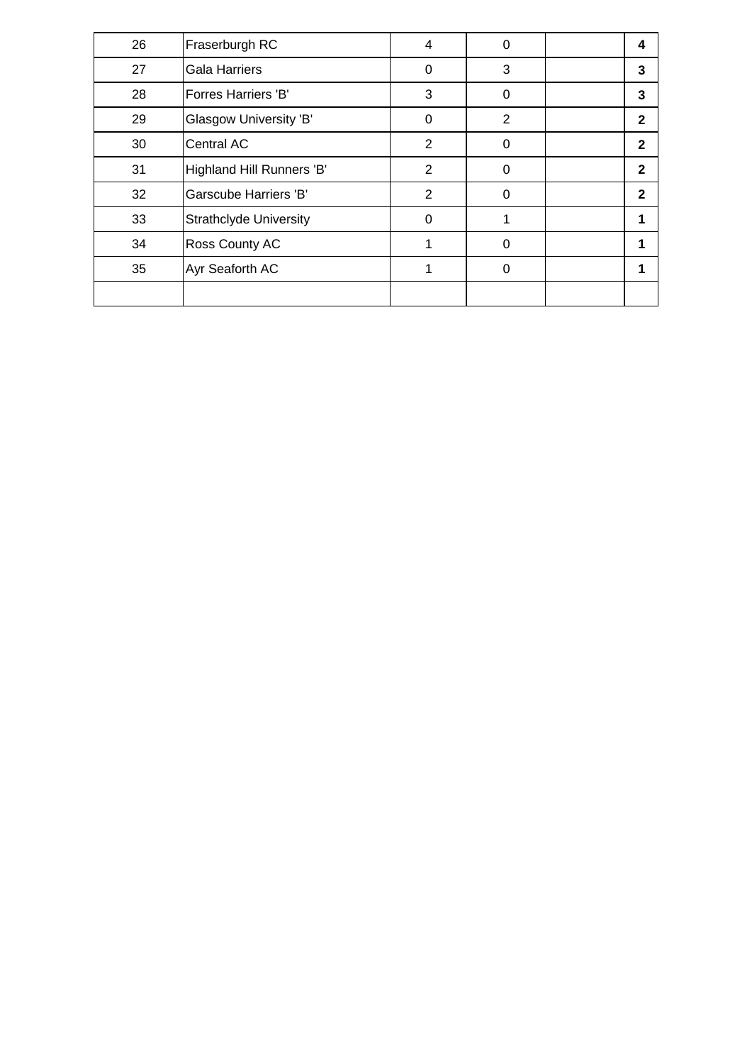| | | | | | |
|---|---|---|---|---|---|
| 26 | Fraserburgh RC | 4 | 0 | | **4** |
| 27 | Gala Harriers | 0 | 3 | | **3** |
| 28 | Forres Harriers 'B' | 3 | 0 | | **3** |
| 29 | Glasgow University 'B' | 0 | 2 | | **2** |
| 30 | Central AC | 2 | 0 | | **2** |
| 31 | Highland Hill Runners 'B' | 2 | 0 | | **2** |
| 32 | Garscube Harriers 'B' | 2 | 0 | | **2** |
| 33 | Strathclyde University | 0 | 1 | | **1** |
| 34 | Ross County AC | 1 | 0 | | **1** |
| 35 | Ayr Seaforth AC | 1 | 0 | | **1** |
| | | | | | |